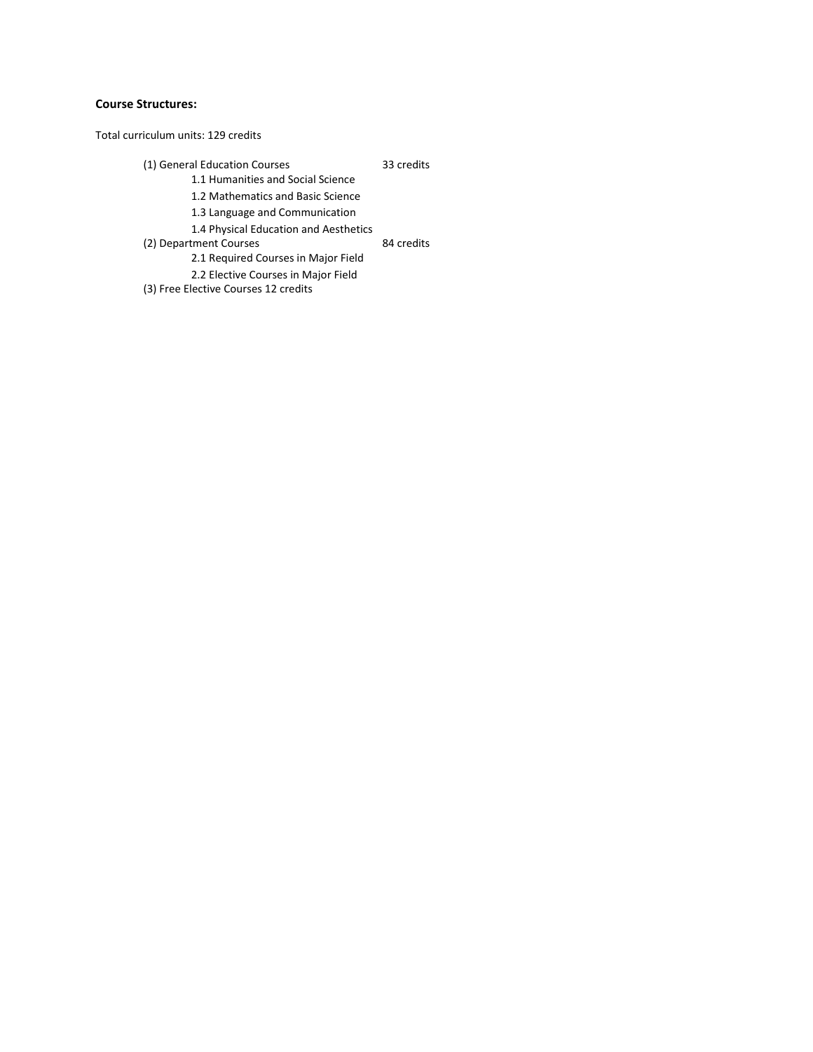**Course Structures:**

Total curriculum units: 129 credits

- (1) General Education Courses 33 credits
  - 1.1 Humanities and Social Science
  - 1.2 Mathematics and Basic Science
  - 1.3 Language and Communication
  - 1.4 Physical Education and Aesthetics
- (2) Department Courses 84 credits
  - 2.1 Required Courses in Major Field
  - 2.2 Elective Courses in Major Field
- (3) Free Elective Courses 12 credits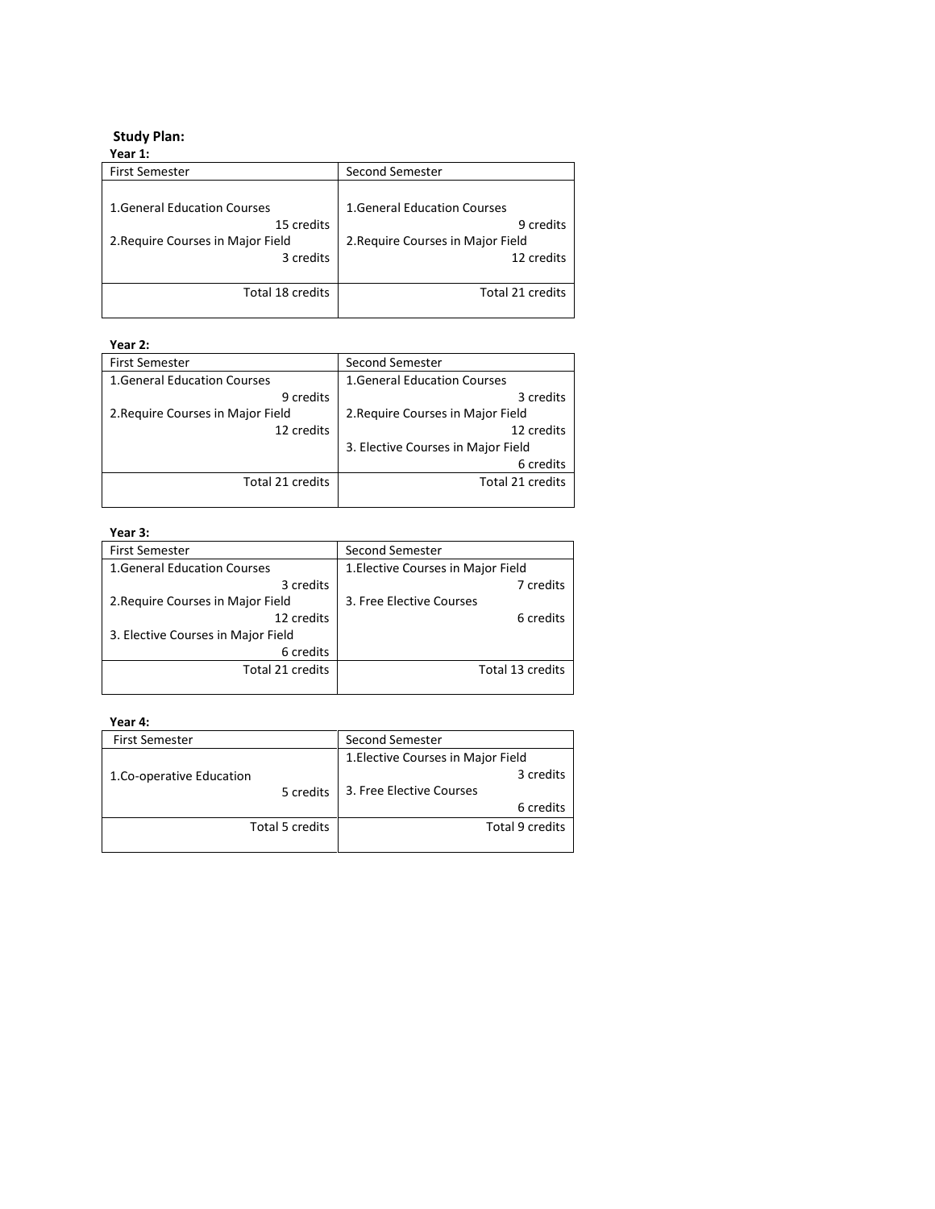**Study Plan:**

**Year 1:**

| First Semester | Second Semester |
|---|---|
| 1.General Education Courses 15 credits<br>2.Require Courses in Major Field 3 credits | 1.General Education Courses 9 credits<br>2.Require Courses in Major Field 12 credits |
| Total 18 credits | Total 21 credits |

**Year 2:**

| First Semester | Second Semester |
|---|---|
| 1.General Education Courses 9 credits<br>2.Require Courses in Major Field 12 credits | 1.General Education Courses 3 credits<br>2.Require Courses in Major Field 12 credits<br>3. Elective Courses in Major Field 6 credits |
| Total 21 credits | Total 21 credits |

**Year 3:**

| First Semester | Second Semester |
|---|---|
| 1.General Education Courses 3 credits<br>2.Require Courses in Major Field 12 credits<br>3. Elective Courses in Major Field 6 credits | 1.Elective Courses in Major Field 7 credits<br>3. Free Elective Courses 6 credits |
| Total 21 credits | Total 13 credits |

**Year 4:**

| First Semester | Second Semester |
|---|---|
| 1.Co-operative Education 5 credits | 1.Elective Courses in Major Field 3 credits<br>3. Free Elective Courses 6 credits |
| Total 5 credits | Total 9 credits |